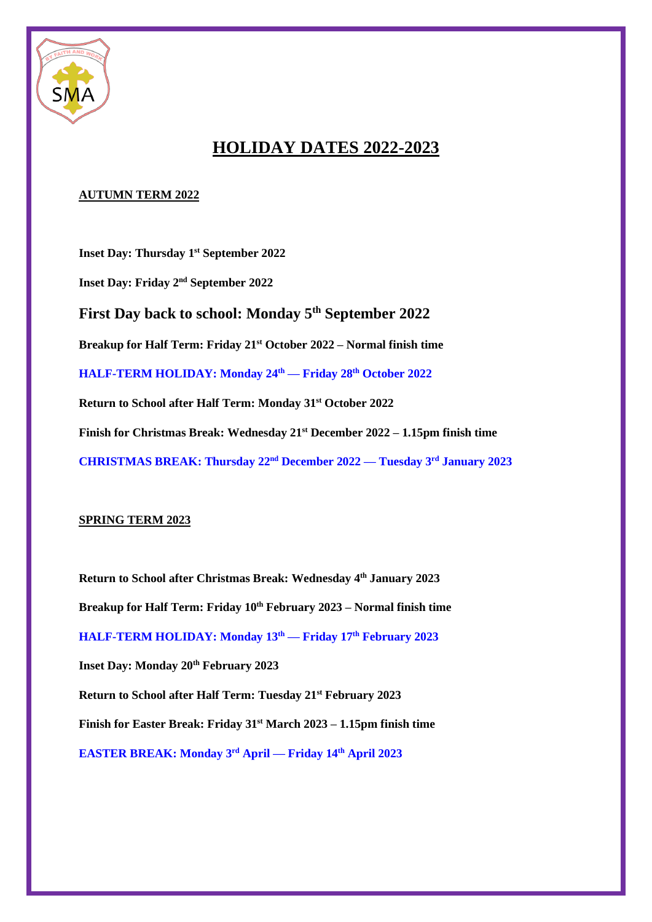# HOLIDAY DATES 2022-2023

## AUTUMN TERM 2022

**Inset Day: Thursday 1st September 2022**

**Inset Day: Friday 2nd September 2022**

### First Day back to school: Monday 5th September 2022

**Breakup for Half Term: Friday 21st October 2022 – Normal finish time**

**HALF-TERM HOLIDAY: Monday 24th — Friday 28th October 2022**

**Return to School after Half Term: Monday 31st October 2022**

**Finish for Christmas Break: Wednesday 21st December 2022 – 1.15pm finish time**

**CHRISTMAS BREAK: Thursday 22nd December 2022 — Tuesday 3rd January 2023**

## SPRING TERM 2023

**Return to School after Christmas Break: Wednesday 4th January 2023**

**Breakup for Half Term: Friday 10th February 2023 – Normal finish time**

**HALF-TERM HOLIDAY: Monday 13th — Friday 17th February 2023**

**Inset Day: Monday 20th February 2023**

**Return to School after Half Term: Tuesday 21st February 2023**

**Finish for Easter Break: Friday 31st March 2023 – 1.15pm finish time**

**EASTER BREAK: Monday 3rd April — Friday 14th April 2023**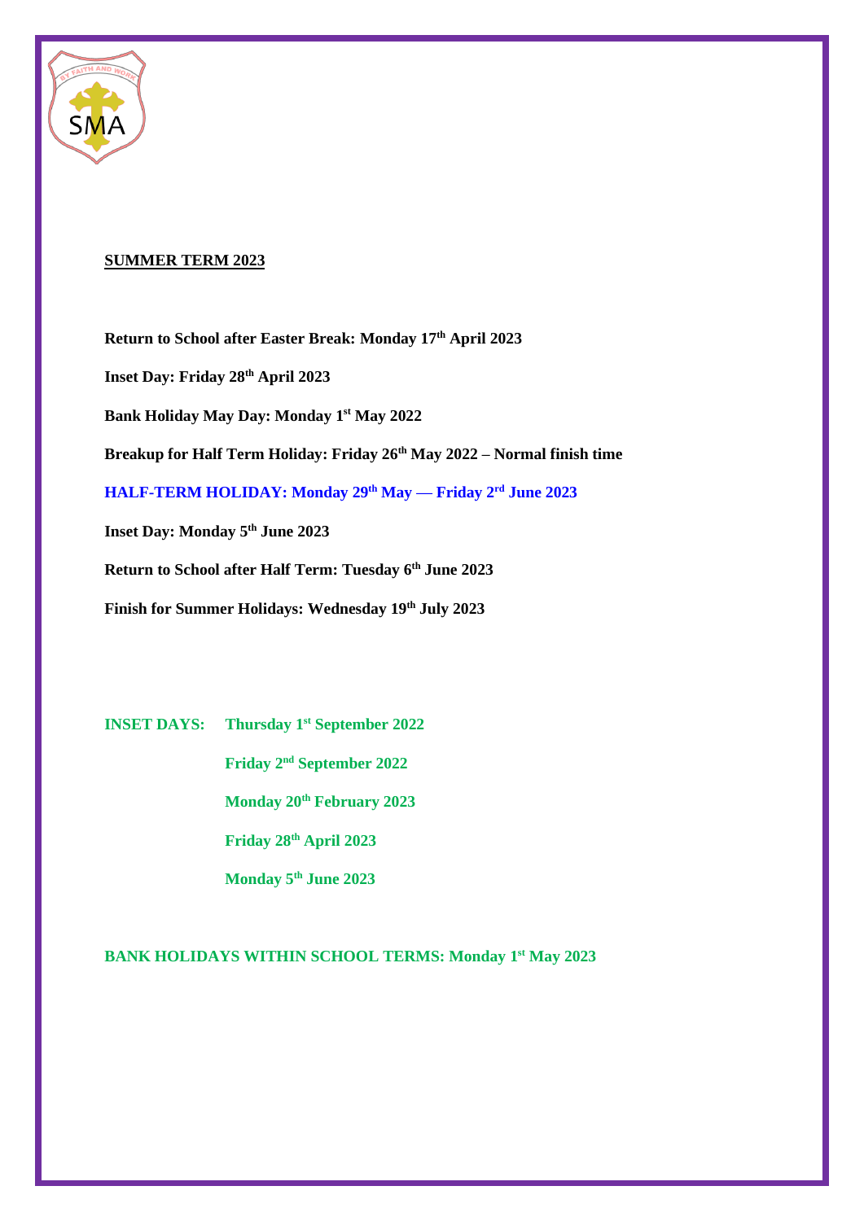**SUMMER TERM 2023**

**Return to School after Easter Break: Monday 17th April 2023**

**Inset Day: Friday 28th April 2023**

**Bank Holiday May Day: Monday 1st May 2022**

**Breakup for Half Term Holiday: Friday 26th May 2022 – Normal finish time**

**HALF-TERM HOLIDAY: Monday 29th May — Friday 2nd June 2023**

**Inset Day: Monday 5th June 2023**

**Return to School after Half Term: Tuesday 6th June 2023**

**Finish for Summer Holidays: Wednesday 19th July 2023**

**INSET DAYS:** **Thursday 1st September 2022**

**Friday 2nd September 2022**

**Monday 20th February 2023**

**Friday 28th April 2023**

**Monday 5th June 2023**

**BANK HOLIDAYS WITHIN SCHOOL TERMS: Monday 1st May 2023**